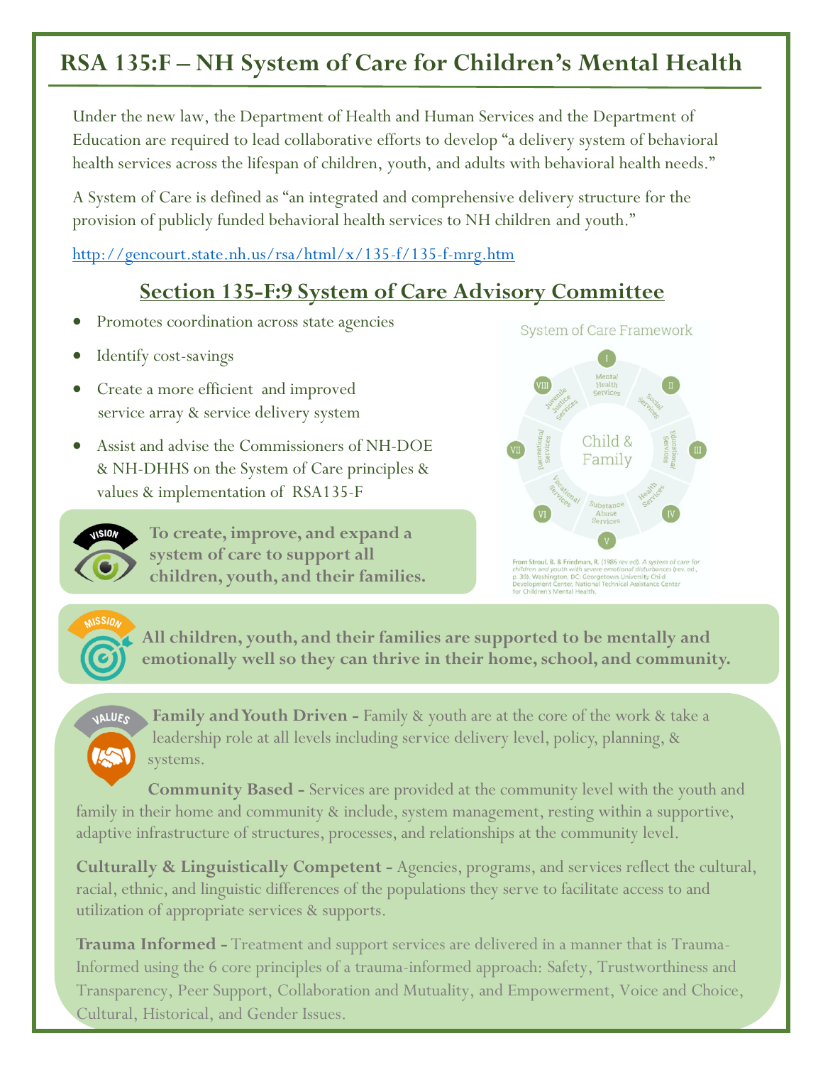# RSA 135:F – NH System of Care for Children's Mental Health

Under the new law, the Department of Health and Human Services and the Department of Education are required to lead collaborative efforts to develop "a delivery system of behavioral health services across the lifespan of children, youth, and adults with behavioral health needs."

A System of Care is defined as "an integrated and comprehensive delivery structure for the provision of publicly funded behavioral health services to NH children and youth."

http://gencourt.state.nh.us/rsa/html/x/135-f/135-f-mrg.htm

## Section 135-F:9 System of Care Advisory Committee

- Promotes coordination across state agencies
- Identify cost-savings
- Create a more efficient and improved service array & service delivery system
- Assist and advise the Commissioners of NH-DOE & NH-DHHS on the System of Care principles & values & implementation of RSA135-F

System of Care Framework

Child & Family

I Mental Health Services
II Social Services
III Educational Services
IV Health Services
V Substance Abuse Services
VI Vocational Services
VII Recreational Services
VIII Juvenile Justice Services

From Stroul, B. & Friedman, R. (1986 rev ed). *A system of care for children and youth with severe emotional disturbances* (rev. ed., p. 30). Washington, DC: Georgetown University Child Development Center, National Technical Assistance Center for Children's Mental Health.

**VISION**

**To create, improve, and expand a system of care to support all children, youth, and their families.**

**MISSION**

**All children, youth, and their families are supported to be mentally and emotionally well so they can thrive in their home, school, and community.**

**VALUES**

**Family and Youth Driven -** Family & youth are at the core of the work & take a leadership role at all levels including service delivery level, policy, planning, & systems.

**Community Based -** Services are provided at the community level with the youth and family in their home and community & include, system management, resting within a supportive, adaptive infrastructure of structures, processes, and relationships at the community level.

**Culturally & Linguistically Competent -** Agencies, programs, and services reflect the cultural, racial, ethnic, and linguistic differences of the populations they serve to facilitate access to and utilization of appropriate services & supports.

**Trauma Informed -** Treatment and support services are delivered in a manner that is Trauma-Informed using the 6 core principles of a trauma-informed approach: Safety, Trustworthiness and Transparency, Peer Support, Collaboration and Mutuality, and Empowerment, Voice and Choice, Cultural, Historical, and Gender Issues.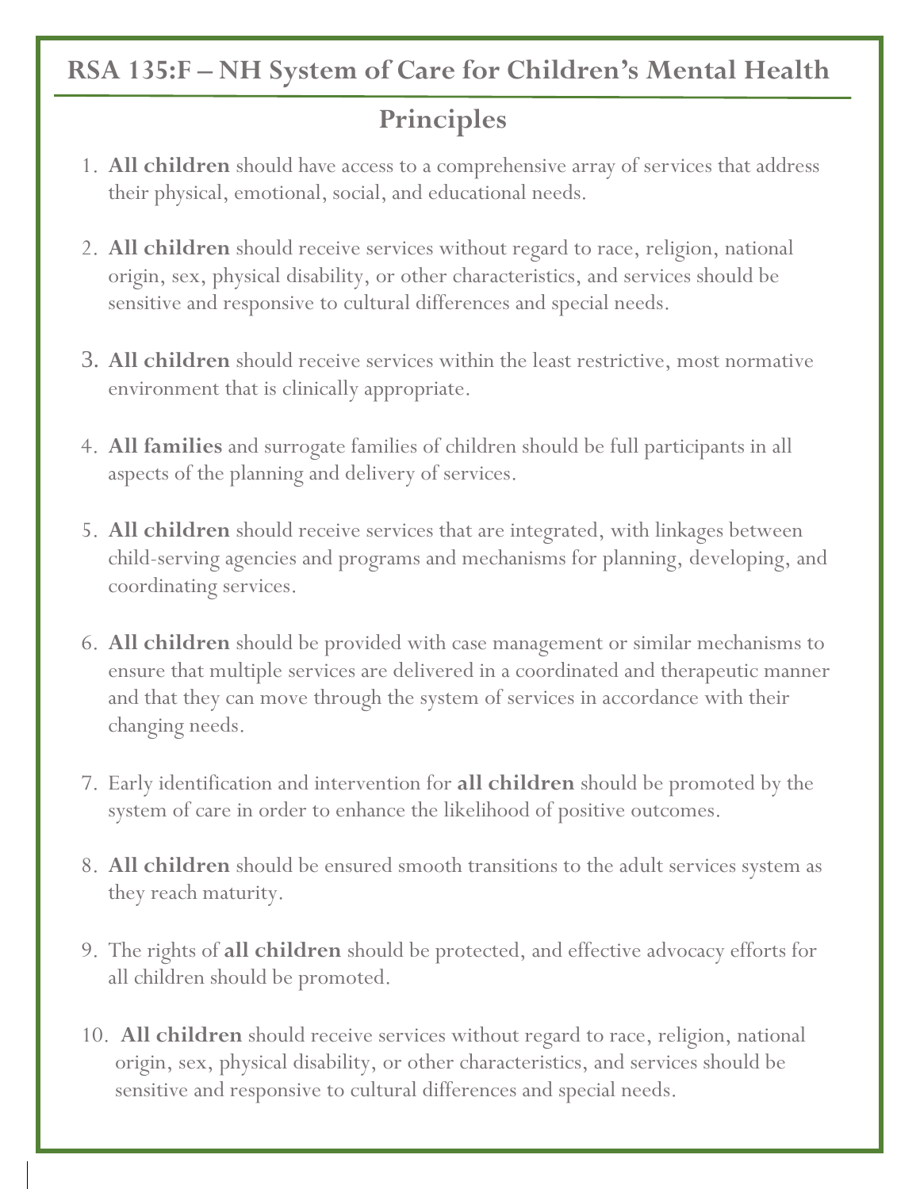## RSA 135:F – NH System of Care for Children's Mental Health

### Principles

1. **All children** should have access to a comprehensive array of services that address their physical, emotional, social, and educational needs.

2. **All children** should receive services without regard to race, religion, national origin, sex, physical disability, or other characteristics, and services should be sensitive and responsive to cultural differences and special needs.

3. **All children** should receive services within the least restrictive, most normative environment that is clinically appropriate.

4. **All families** and surrogate families of children should be full participants in all aspects of the planning and delivery of services.

5. **All children** should receive services that are integrated, with linkages between child-serving agencies and programs and mechanisms for planning, developing, and coordinating services.

6. **All children** should be provided with case management or similar mechanisms to ensure that multiple services are delivered in a coordinated and therapeutic manner and that they can move through the system of services in accordance with their changing needs.

7. Early identification and intervention for **all children** should be promoted by the system of care in order to enhance the likelihood of positive outcomes.

8. **All children** should be ensured smooth transitions to the adult services system as they reach maturity.

9. The rights of **all children** should be protected, and effective advocacy efforts for all children should be promoted.

10. **All children** should receive services without regard to race, religion, national origin, sex, physical disability, or other characteristics, and services should be sensitive and responsive to cultural differences and special needs.